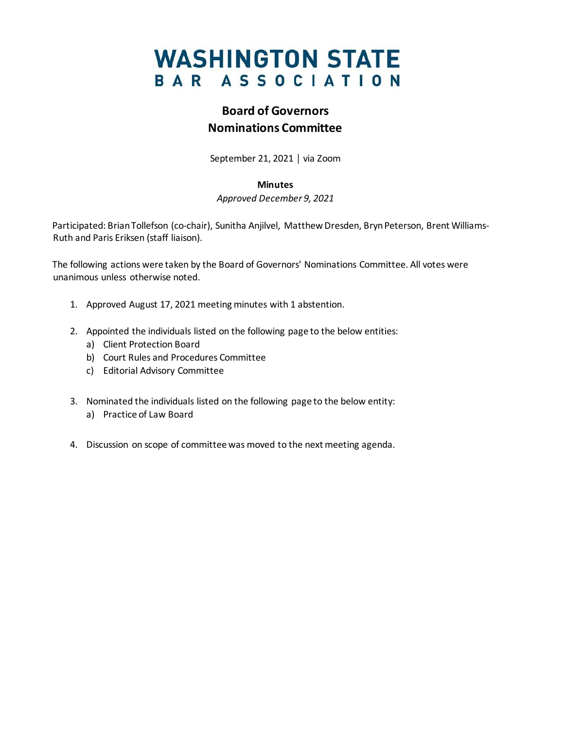# WASHINGTON STATE BAR ASSOCIATION

## Board of Governors
## Nominations Committee

September 21, 2021 | via Zoom

**Minutes**

*Approved December 9, 2021*

Participated: Brian Tollefson (co-chair), Sunitha Anjilvel, Matthew Dresden, Bryn Peterson, Brent Williams-Ruth and Paris Eriksen (staff liaison).

The following actions were taken by the Board of Governors' Nominations Committee. All votes were unanimous unless otherwise noted.

1. Approved August 17, 2021 meeting minutes with 1 abstention.

2. Appointed the individuals listed on the following page to the below entities:
   a) Client Protection Board
   b) Court Rules and Procedures Committee
   c) Editorial Advisory Committee

3. Nominated the individuals listed on the following page to the below entity:
   a) Practice of Law Board

4. Discussion on scope of committee was moved to the next meeting agenda.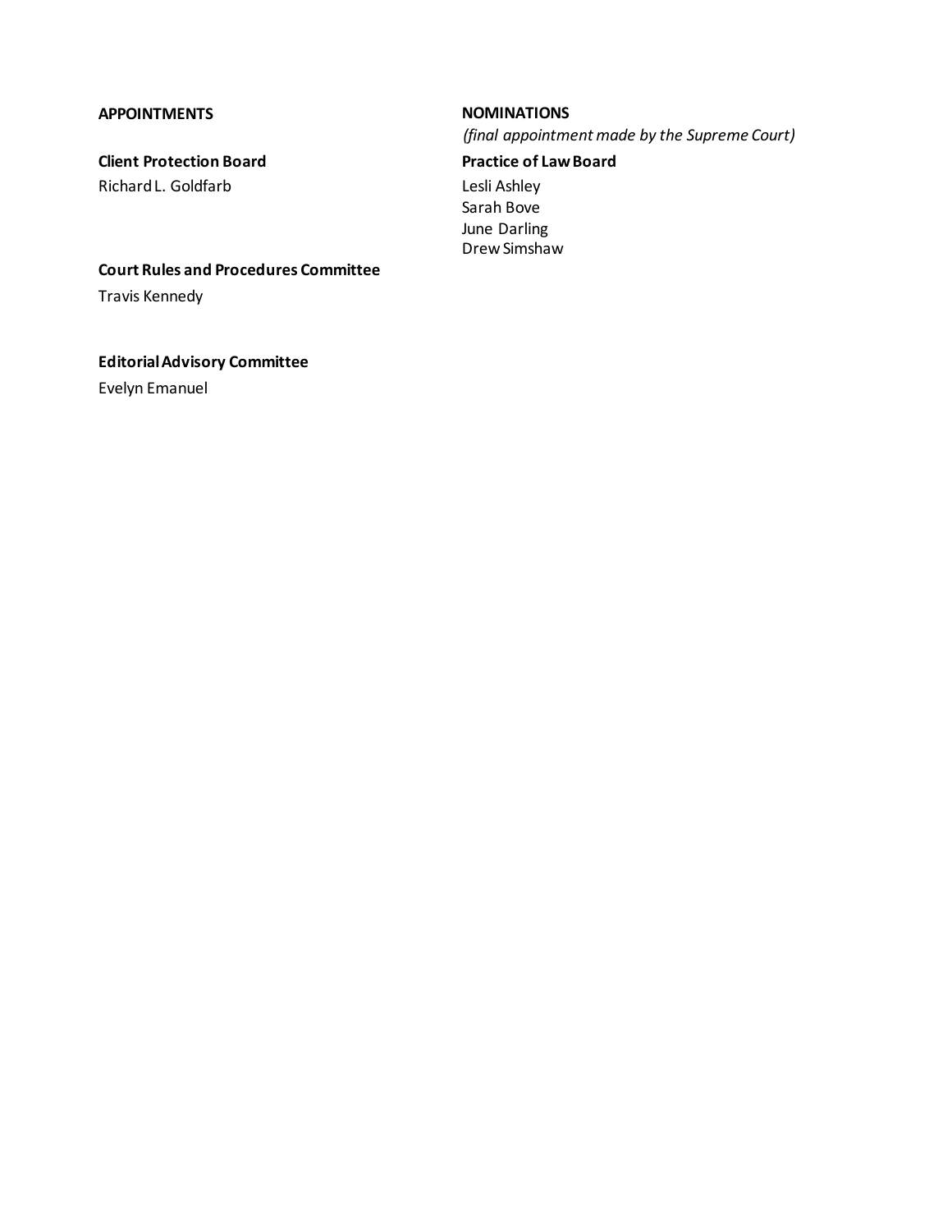## APPOINTMENTS

### Client Protection Board

Richard L. Goldfarb

### Court Rules and Procedures Committee

Travis Kennedy

### Editorial Advisory Committee

Evelyn Emanuel

## NOMINATIONS

*(final appointment made by the Supreme Court)*

### Practice of Law Board

Lesli Ashley
Sarah Bove
June Darling
Drew Simshaw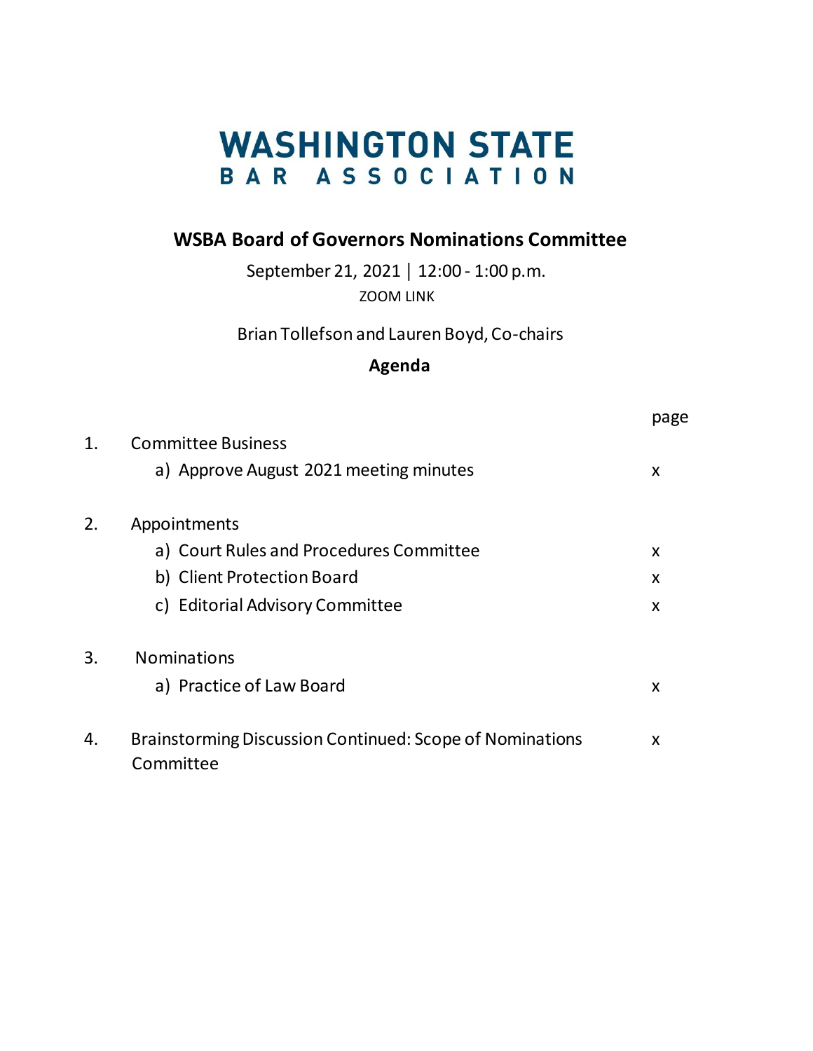# WASHINGTON STATE BAR ASSOCIATION

## WSBA Board of Governors Nominations Committee

September 21, 2021 | 12:00 - 1:00 p.m.

ZOOM LINK

Brian Tollefson and Lauren Boyd, Co-chairs

### Agenda

| | | page |
|---|---|---|
| 1. | Committee Business | |
| | a) Approve August 2021 meeting minutes | x |
| 2. | Appointments | |
| | a) Court Rules and Procedures Committee | x |
| | b) Client Protection Board | x |
| | c) Editorial Advisory Committee | x |
| 3. | Nominations | |
| | a) Practice of Law Board | x |
| 4. | Brainstorming Discussion Continued: Scope of Nominations Committee | x |